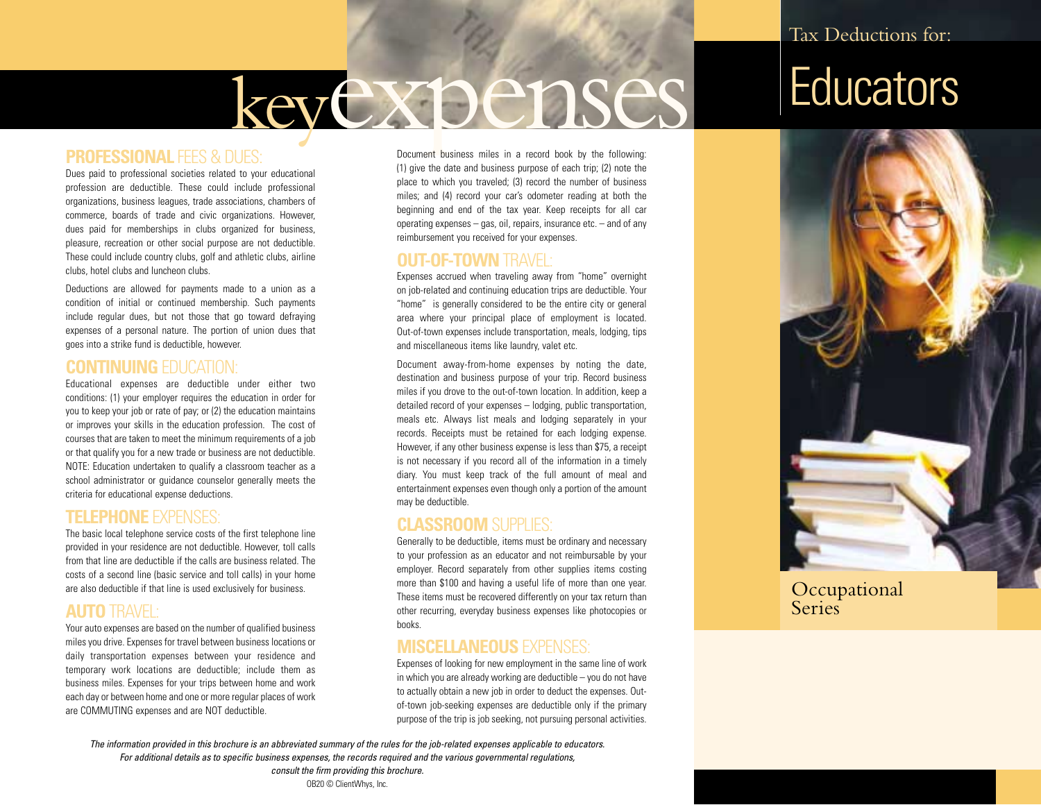# Tax Deductions for: Educators

## Occupational Series

# key expenses

### PROFESSIONAL FEES & DUES:

Dues paid to professional societies related to your educational profession are deductible. These could include professional organizations, business leagues, trade associations, chambers of commerce, boards of trade and civic organizations. However, dues paid for memberships in clubs organized for business, pleasure, recreation or other social purpose are not deductible. These could include country clubs, golf and athletic clubs, airline clubs, hotel clubs and luncheon clubs.

Deductions are allowed for payments made to a union as a condition of initial or continued membership. Such payments include regular dues, but not those that go toward defraying expenses of a personal nature. The portion of union dues that goes into a strike fund is deductible, however.

### CONTINUING EDUCATION:

Educational expenses are deductible under either two conditions: (1) your employer requires the education in order for you to keep your job or rate of pay; or (2) the education maintains or improves your skills in the education profession. The cost of courses that are taken to meet the minimum requirements of a job or that qualify you for a new trade or business are not deductible. NOTE: Education undertaken to qualify a classroom teacher as a school administrator or guidance counselor generally meets the criteria for educational expense deductions.

### TELEPHONE EXPENSES:

The basic local telephone service costs of the first telephone line provided in your residence are not deductible. However, toll calls from that line are deductible if the calls are business related. The costs of a second line (basic service and toll calls) in your home are also deductible if that line is used exclusively for business.

### AUTO TRAVEL:

Your auto expenses are based on the number of qualified business miles you drive. Expenses for travel between business locations or daily transportation expenses between your residence and temporary work locations are deductible; include them as business miles. Expenses for your trips between home and work each day or between home and one or more regular places of work are COMMUTING expenses and are NOT deductible.

Document business miles in a record book by the following: (1) give the date and business purpose of each trip; (2) note the place to which you traveled; (3) record the number of business miles; and (4) record your car's odometer reading at both the beginning and end of the tax year. Keep receipts for all car operating expenses – gas, oil, repairs, insurance etc. – and of any reimbursement you received for your expenses.

### OUT-OF-TOWN TRAVEL:

Expenses accrued when traveling away from "home" overnight on job-related and continuing education trips are deductible. Your "home" is generally considered to be the entire city or general area where your principal place of employment is located. Out-of-town expenses include transportation, meals, lodging, tips and miscellaneous items like laundry, valet etc.

Document away-from-home expenses by noting the date, destination and business purpose of your trip. Record business miles if you drove to the out-of-town location. In addition, keep a detailed record of your expenses – lodging, public transportation, meals etc. Always list meals and lodging separately in your records. Receipts must be retained for each lodging expense. However, if any other business expense is less than $75, a receipt is not necessary if you record all of the information in a timely diary. You must keep track of the full amount of meal and entertainment expenses even though only a portion of the amount may be deductible.

### CLASSROOM SUPPLIES:

Generally to be deductible, items must be ordinary and necessary to your profession as an educator and not reimbursable by your employer. Record separately from other supplies items costing more than $100 and having a useful life of more than one year. These items must be recovered differently on your tax return than other recurring, everyday business expenses like photocopies or books.

### MISCELLANEOUS EXPENSES:

Expenses of looking for new employment in the same line of work in which you are already working are deductible – you do not have to actually obtain a new job in order to deduct the expenses. Out-of-town job-seeking expenses are deductible only if the primary purpose of the trip is job seeking, not pursuing personal activities.

*The information provided in this brochure is an abbreviated summary of the rules for the job-related expenses applicable to educators. For additional details as to specific business expenses, the records required and the various governmental regulations, consult the firm providing this brochure.*

OB20 © ClientWhys, Inc.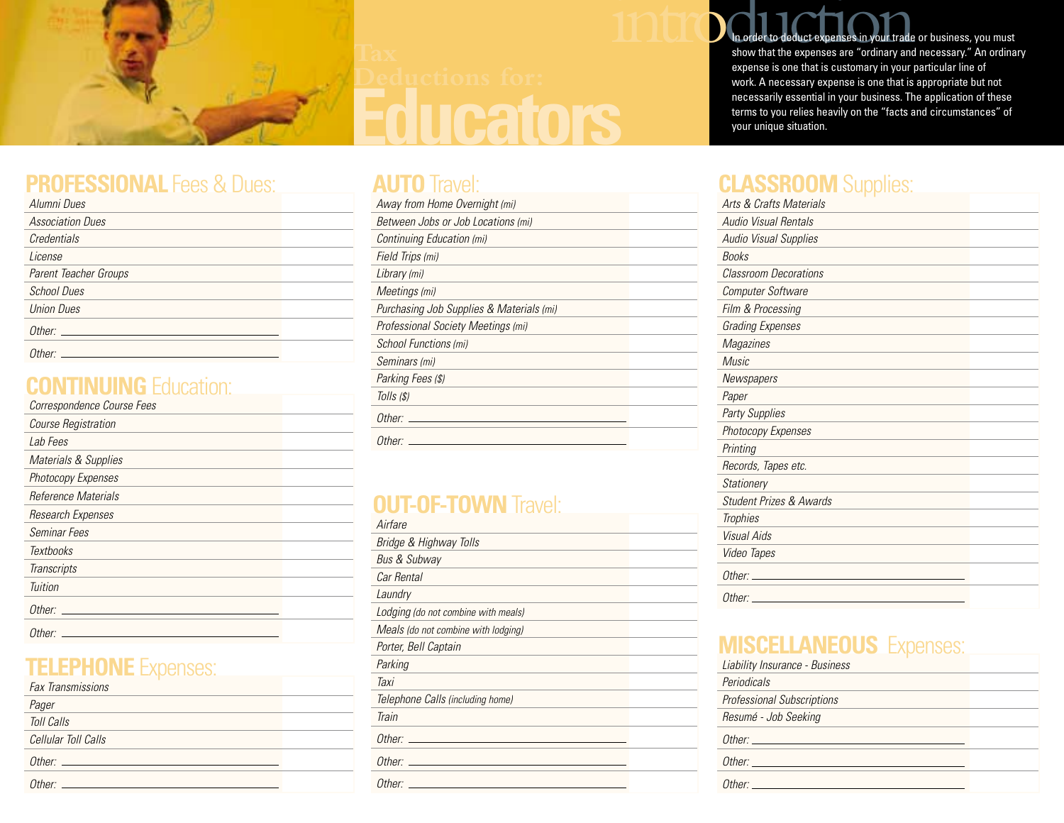# Tax Deductions for: Educators

## introduction

In order to deduct expenses in your trade or business, you must show that the expenses are "ordinary and necessary." An ordinary expense is one that is customary in your particular line of work. A necessary expense is one that is appropriate but not necessarily essential in your business. The application of these terms to you relies heavily on the "facts and circumstances" of your unique situation.

## PROFESSIONAL Fees & Dues:

| | |
|---|---|
| *Alumni Dues* | |
| *Association Dues* | |
| *Credentials* | |
| *License* | |
| *Parent Teacher Groups* | |
| *School Dues* | |
| *Union Dues* | |
| *Other:* ______________________ | |
| *Other:* ______________________ | |

## CONTINUING Education:

| | |
|---|---|
| *Correspondence Course Fees* | |
| *Course Registration* | |
| *Lab Fees* | |
| *Materials & Supplies* | |
| *Photocopy Expenses* | |
| *Reference Materials* | |
| *Research Expenses* | |
| *Seminar Fees* | |
| *Textbooks* | |
| *Transcripts* | |
| *Tuition* | |
| *Other:* ______________________ | |
| *Other:* ______________________ | |

## TELEPHONE Expenses:

| | |
|---|---|
| *Fax Transmissions* | |
| *Pager* | |
| *Toll Calls* | |
| *Cellular Toll Calls* | |
| *Other:* ______________________ | |
| *Other:* ______________________ | |

## AUTO Travel:

| | |
|---|---|
| *Away from Home Overnight (mi)* | |
| *Between Jobs or Job Locations (mi)* | |
| *Continuing Education (mi)* | |
| *Field Trips (mi)* | |
| *Library (mi)* | |
| *Meetings (mi)* | |
| *Purchasing Job Supplies & Materials (mi)* | |
| *Professional Society Meetings (mi)* | |
| *School Functions (mi)* | |
| *Seminars (mi)* | |
| *Parking Fees ($)* | |
| *Tolls ($)* | |
| *Other:* ______________________ | |
| *Other:* ______________________ | |

## OUT-OF-TOWN Travel:

| | |
|---|---|
| *Airfare* | |
| *Bridge & Highway Tolls* | |
| *Bus & Subway* | |
| *Car Rental* | |
| *Laundry* | |
| *Lodging (do not combine with meals)* | |
| *Meals (do not combine with lodging)* | |
| *Porter, Bell Captain* | |
| *Parking* | |
| *Taxi* | |
| *Telephone Calls (including home)* | |
| *Train* | |
| *Other:* ______________________ | |
| *Other:* ______________________ | |
| *Other:* ______________________ | |

## CLASSROOM Supplies:

| | |
|---|---|
| *Arts & Crafts Materials* | |
| *Audio Visual Rentals* | |
| *Audio Visual Supplies* | |
| *Books* | |
| *Classroom Decorations* | |
| *Computer Software* | |
| *Film & Processing* | |
| *Grading Expenses* | |
| *Magazines* | |
| *Music* | |
| *Newspapers* | |
| *Paper* | |
| *Party Supplies* | |
| *Photocopy Expenses* | |
| *Printing* | |
| *Records, Tapes etc.* | |
| *Stationery* | |
| *Student Prizes & Awards* | |
| *Trophies* | |
| *Visual Aids* | |
| *Video Tapes* | |
| *Other:* ______________________ | |
| *Other:* ______________________ | |

## MISCELLANEOUS Expenses:

| | |
|---|---|
| *Liability Insurance - Business* | |
| *Periodicals* | |
| *Professional Subscriptions* | |
| *Resumé - Job Seeking* | |
| *Other:* ______________________ | |
| *Other:* ______________________ | |
| *Other:* ______________________ | |